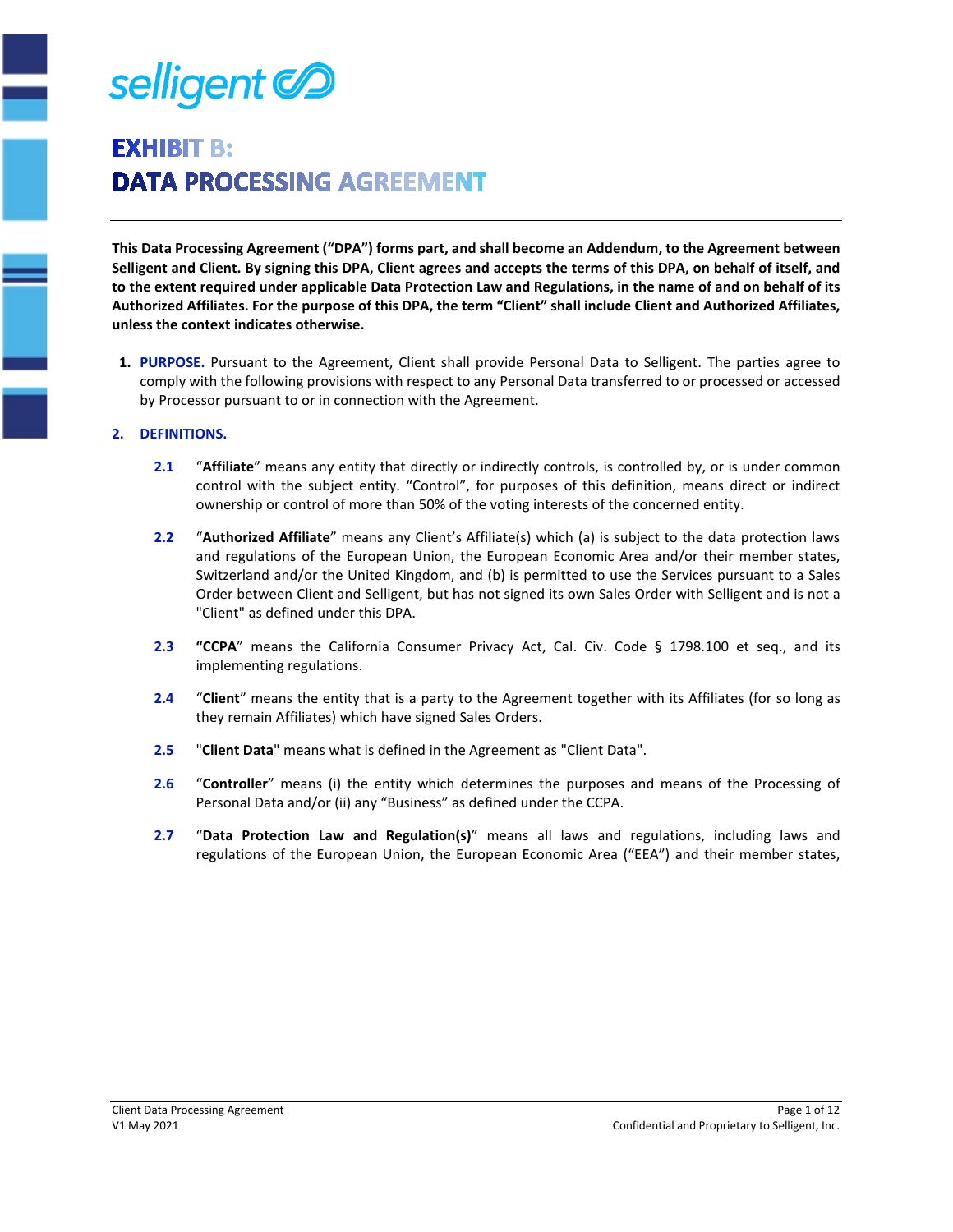selligent

# EXHIBIT B:
# DATA PROCESSING AGREEMENT

**This Data Processing Agreement ("DPA") forms part, and shall become an Addendum, to the Agreement between Selligent and Client. By signing this DPA, Client agrees and accepts the terms of this DPA, on behalf of itself, and to the extent required under applicable Data Protection Law and Regulations, in the name of and on behalf of its Authorized Affiliates. For the purpose of this DPA, the term "Client" shall include Client and Authorized Affiliates, unless the context indicates otherwise.**

1. **PURPOSE.** Pursuant to the Agreement, Client shall provide Personal Data to Selligent. The parties agree to comply with the following provisions with respect to any Personal Data transferred to or processed or accessed by Processor pursuant to or in connection with the Agreement.

2. **DEFINITIONS.**

   **2.1** "**Affiliate**" means any entity that directly or indirectly controls, is controlled by, or is under common control with the subject entity. "Control", for purposes of this definition, means direct or indirect ownership or control of more than 50% of the voting interests of the concerned entity.

   **2.2** "**Authorized Affiliate**" means any Client's Affiliate(s) which (a) is subject to the data protection laws and regulations of the European Union, the European Economic Area and/or their member states, Switzerland and/or the United Kingdom, and (b) is permitted to use the Services pursuant to a Sales Order between Client and Selligent, but has not signed its own Sales Order with Selligent and is not a "Client" as defined under this DPA.

   **2.3** **"CCPA"** means the California Consumer Privacy Act, Cal. Civ. Code § 1798.100 et seq., and its implementing regulations.

   **2.4** "**Client**" means the entity that is a party to the Agreement together with its Affiliates (for so long as they remain Affiliates) which have signed Sales Orders.

   **2.5** "**Client Data**" means what is defined in the Agreement as "Client Data".

   **2.6** "**Controller**" means (i) the entity which determines the purposes and means of the Processing of Personal Data and/or (ii) any "Business" as defined under the CCPA.

   **2.7** "**Data Protection Law and Regulation(s)**" means all laws and regulations, including laws and regulations of the European Union, the European Economic Area ("EEA") and their member states,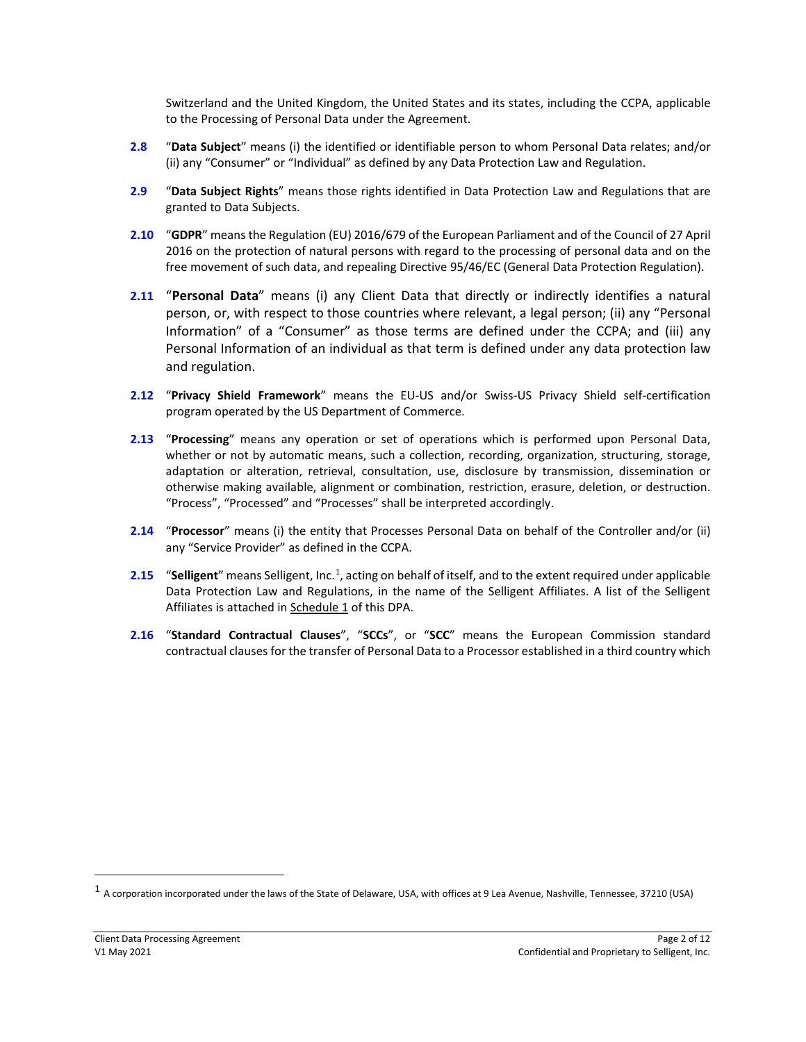Switzerland and the United Kingdom, the United States and its states, including the CCPA, applicable to the Processing of Personal Data under the Agreement.

**2.8** "**Data Subject**" means (i) the identified or identifiable person to whom Personal Data relates; and/or (ii) any "Consumer" or "Individual" as defined by any Data Protection Law and Regulation.

**2.9** "**Data Subject Rights**" means those rights identified in Data Protection Law and Regulations that are granted to Data Subjects.

**2.10** "**GDPR**" means the Regulation (EU) 2016/679 of the European Parliament and of the Council of 27 April 2016 on the protection of natural persons with regard to the processing of personal data and on the free movement of such data, and repealing Directive 95/46/EC (General Data Protection Regulation).

**2.11** "**Personal Data**" means (i) any Client Data that directly or indirectly identifies a natural person, or, with respect to those countries where relevant, a legal person; (ii) any "Personal Information" of a "Consumer" as those terms are defined under the CCPA; and (iii) any Personal Information of an individual as that term is defined under any data protection law and regulation.

**2.12** "**Privacy Shield Framework**" means the EU-US and/or Swiss-US Privacy Shield self-certification program operated by the US Department of Commerce.

**2.13** "**Processing**" means any operation or set of operations which is performed upon Personal Data, whether or not by automatic means, such a collection, recording, organization, structuring, storage, adaptation or alteration, retrieval, consultation, use, disclosure by transmission, dissemination or otherwise making available, alignment or combination, restriction, erasure, deletion, or destruction. "Process", "Processed" and "Processes" shall be interpreted accordingly.

**2.14** "**Processor**" means (i) the entity that Processes Personal Data on behalf of the Controller and/or (ii) any "Service Provider" as defined in the CCPA.

**2.15** "**Selligent**" means Selligent, Inc.[1], acting on behalf of itself, and to the extent required under applicable Data Protection Law and Regulations, in the name of the Selligent Affiliates. A list of the Selligent Affiliates is attached in Schedule 1 of this DPA.

**2.16** "**Standard Contractual Clauses**", "**SCCs**", or "**SCC**" means the European Commission standard contractual clauses for the transfer of Personal Data to a Processor established in a third country which

---

[1] A corporation incorporated under the laws of the State of Delaware, USA, with offices at 9 Lea Avenue, Nashville, Tennessee, 37210 (USA)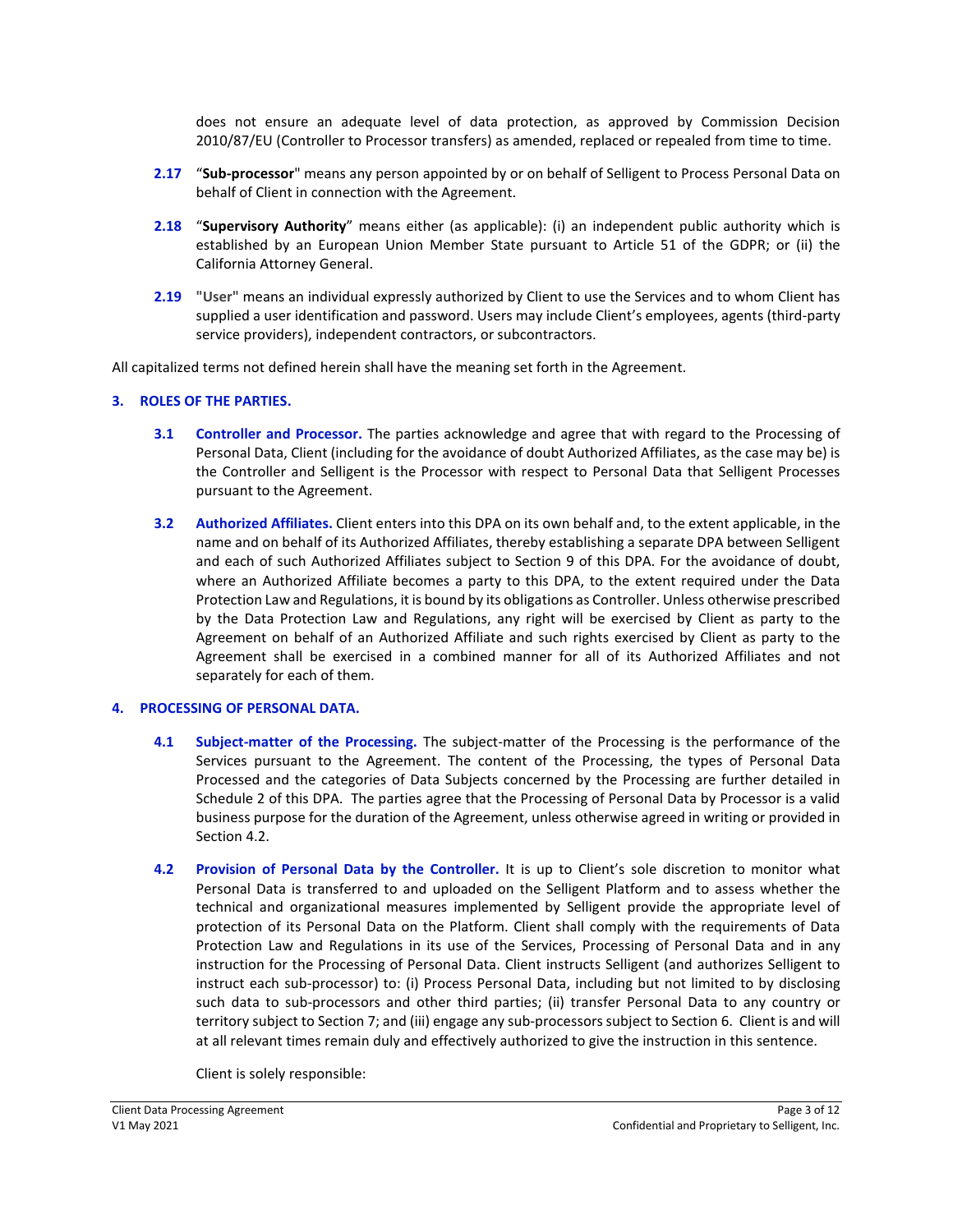does not ensure an adequate level of data protection, as approved by Commission Decision 2010/87/EU (Controller to Processor transfers) as amended, replaced or repealed from time to time.

**2.17** "**Sub-processor**" means any person appointed by or on behalf of Selligent to Process Personal Data on behalf of Client in connection with the Agreement.

**2.18** "**Supervisory Authority**" means either (as applicable): (i) an independent public authority which is established by an European Union Member State pursuant to Article 51 of the GDPR; or (ii) the California Attorney General.

**2.19** **"User"** means an individual expressly authorized by Client to use the Services and to whom Client has supplied a user identification and password. Users may include Client's employees, agents (third-party service providers), independent contractors, or subcontractors.

All capitalized terms not defined herein shall have the meaning set forth in the Agreement.

## 3. ROLES OF THE PARTIES.

**3.1** **Controller and Processor.** The parties acknowledge and agree that with regard to the Processing of Personal Data, Client (including for the avoidance of doubt Authorized Affiliates, as the case may be) is the Controller and Selligent is the Processor with respect to Personal Data that Selligent Processes pursuant to the Agreement.

**3.2** **Authorized Affiliates.** Client enters into this DPA on its own behalf and, to the extent applicable, in the name and on behalf of its Authorized Affiliates, thereby establishing a separate DPA between Selligent and each of such Authorized Affiliates subject to Section 9 of this DPA. For the avoidance of doubt, where an Authorized Affiliate becomes a party to this DPA, to the extent required under the Data Protection Law and Regulations, it is bound by its obligations as Controller. Unless otherwise prescribed by the Data Protection Law and Regulations, any right will be exercised by Client as party to the Agreement on behalf of an Authorized Affiliate and such rights exercised by Client as party to the Agreement shall be exercised in a combined manner for all of its Authorized Affiliates and not separately for each of them.

## 4. PROCESSING OF PERSONAL DATA.

**4.1** **Subject-matter of the Processing.** The subject-matter of the Processing is the performance of the Services pursuant to the Agreement. The content of the Processing, the types of Personal Data Processed and the categories of Data Subjects concerned by the Processing are further detailed in Schedule 2 of this DPA. The parties agree that the Processing of Personal Data by Processor is a valid business purpose for the duration of the Agreement, unless otherwise agreed in writing or provided in Section 4.2.

**4.2** **Provision of Personal Data by the Controller.** It is up to Client's sole discretion to monitor what Personal Data is transferred to and uploaded on the Selligent Platform and to assess whether the technical and organizational measures implemented by Selligent provide the appropriate level of protection of its Personal Data on the Platform. Client shall comply with the requirements of Data Protection Law and Regulations in its use of the Services, Processing of Personal Data and in any instruction for the Processing of Personal Data. Client instructs Selligent (and authorizes Selligent to instruct each sub-processor) to: (i) Process Personal Data, including but not limited to by disclosing such data to sub-processors and other third parties; (ii) transfer Personal Data to any country or territory subject to Section 7; and (iii) engage any sub-processors subject to Section 6. Client is and will at all relevant times remain duly and effectively authorized to give the instruction in this sentence.

Client is solely responsible: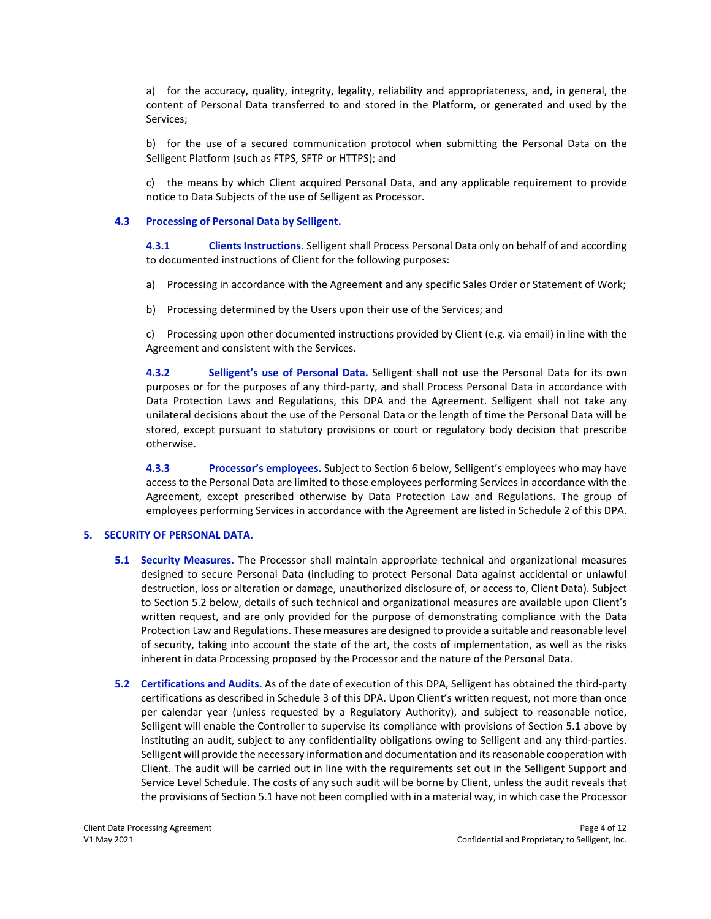a) for the accuracy, quality, integrity, legality, reliability and appropriateness, and, in general, the content of Personal Data transferred to and stored in the Platform, or generated and used by the Services;

b) for the use of a secured communication protocol when submitting the Personal Data on the Selligent Platform (such as FTPS, SFTP or HTTPS); and

c) the means by which Client acquired Personal Data, and any applicable requirement to provide notice to Data Subjects of the use of Selligent as Processor.

**4.3 Processing of Personal Data by Selligent.**

**4.3.1 Clients Instructions.** Selligent shall Process Personal Data only on behalf of and according to documented instructions of Client for the following purposes:

a) Processing in accordance with the Agreement and any specific Sales Order or Statement of Work;

b) Processing determined by the Users upon their use of the Services; and

c) Processing upon other documented instructions provided by Client (e.g. via email) in line with the Agreement and consistent with the Services.

**4.3.2 Selligent's use of Personal Data.** Selligent shall not use the Personal Data for its own purposes or for the purposes of any third-party, and shall Process Personal Data in accordance with Data Protection Laws and Regulations, this DPA and the Agreement. Selligent shall not take any unilateral decisions about the use of the Personal Data or the length of time the Personal Data will be stored, except pursuant to statutory provisions or court or regulatory body decision that prescribe otherwise.

**4.3.3 Processor's employees.** Subject to Section 6 below, Selligent's employees who may have access to the Personal Data are limited to those employees performing Services in accordance with the Agreement, except prescribed otherwise by Data Protection Law and Regulations. The group of employees performing Services in accordance with the Agreement are listed in Schedule 2 of this DPA.

## 5. SECURITY OF PERSONAL DATA.

**5.1 Security Measures.** The Processor shall maintain appropriate technical and organizational measures designed to secure Personal Data (including to protect Personal Data against accidental or unlawful destruction, loss or alteration or damage, unauthorized disclosure of, or access to, Client Data). Subject to Section 5.2 below, details of such technical and organizational measures are available upon Client's written request, and are only provided for the purpose of demonstrating compliance with the Data Protection Law and Regulations. These measures are designed to provide a suitable and reasonable level of security, taking into account the state of the art, the costs of implementation, as well as the risks inherent in data Processing proposed by the Processor and the nature of the Personal Data.

**5.2 Certifications and Audits.** As of the date of execution of this DPA, Selligent has obtained the third-party certifications as described in Schedule 3 of this DPA. Upon Client's written request, not more than once per calendar year (unless requested by a Regulatory Authority), and subject to reasonable notice, Selligent will enable the Controller to supervise its compliance with provisions of Section 5.1 above by instituting an audit, subject to any confidentiality obligations owing to Selligent and any third-parties. Selligent will provide the necessary information and documentation and its reasonable cooperation with Client. The audit will be carried out in line with the requirements set out in the Selligent Support and Service Level Schedule. The costs of any such audit will be borne by Client, unless the audit reveals that the provisions of Section 5.1 have not been complied with in a material way, in which case the Processor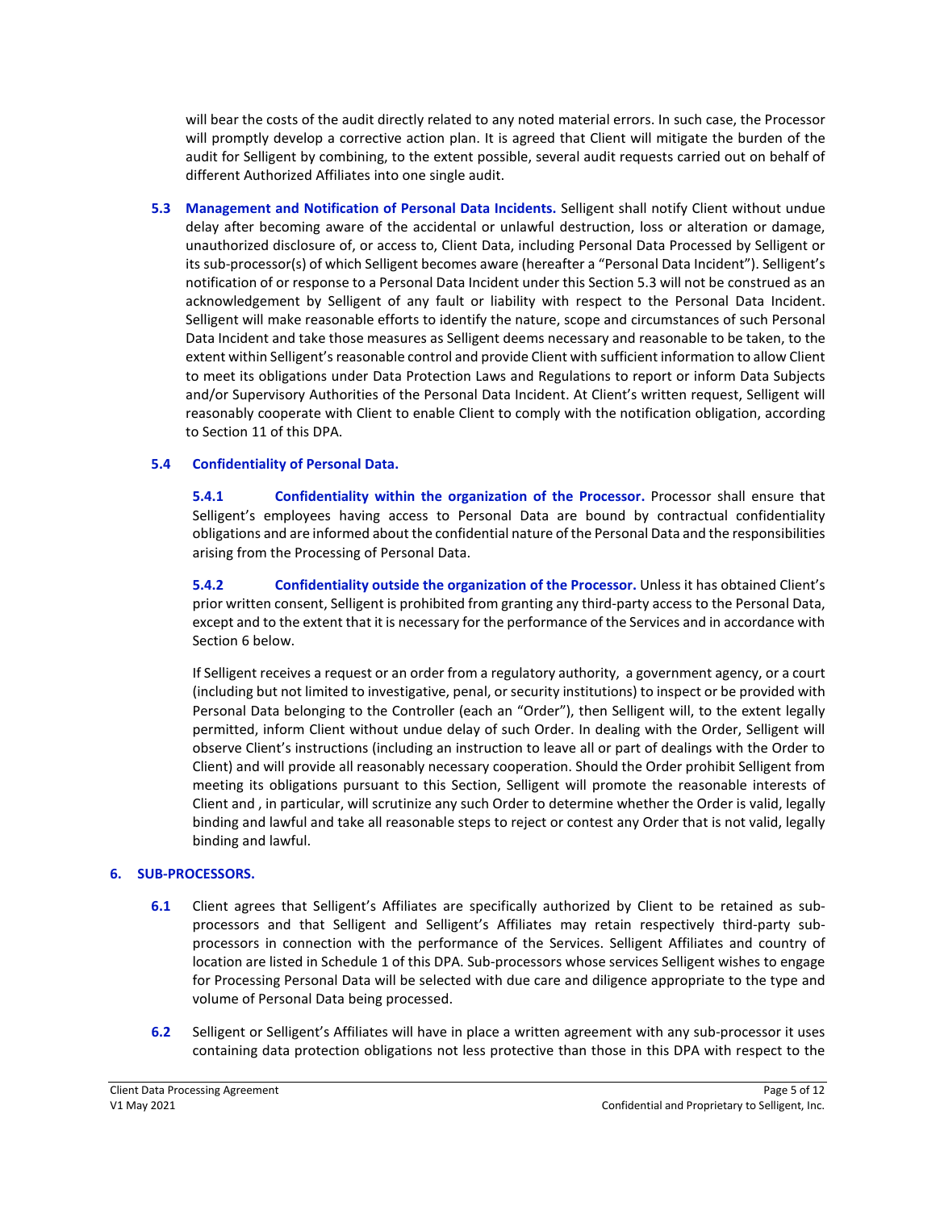will bear the costs of the audit directly related to any noted material errors. In such case, the Processor will promptly develop a corrective action plan. It is agreed that Client will mitigate the burden of the audit for Selligent by combining, to the extent possible, several audit requests carried out on behalf of different Authorized Affiliates into one single audit.

**5.3 Management and Notification of Personal Data Incidents.** Selligent shall notify Client without undue delay after becoming aware of the accidental or unlawful destruction, loss or alteration or damage, unauthorized disclosure of, or access to, Client Data, including Personal Data Processed by Selligent or its sub-processor(s) of which Selligent becomes aware (hereafter a "Personal Data Incident"). Selligent's notification of or response to a Personal Data Incident under this Section 5.3 will not be construed as an acknowledgement by Selligent of any fault or liability with respect to the Personal Data Incident. Selligent will make reasonable efforts to identify the nature, scope and circumstances of such Personal Data Incident and take those measures as Selligent deems necessary and reasonable to be taken, to the extent within Selligent's reasonable control and provide Client with sufficient information to allow Client to meet its obligations under Data Protection Laws and Regulations to report or inform Data Subjects and/or Supervisory Authorities of the Personal Data Incident. At Client's written request, Selligent will reasonably cooperate with Client to enable Client to comply with the notification obligation, according to Section 11 of this DPA.

**5.4 Confidentiality of Personal Data.**

**5.4.1 Confidentiality within the organization of the Processor.** Processor shall ensure that Selligent's employees having access to Personal Data are bound by contractual confidentiality obligations and are informed about the confidential nature of the Personal Data and the responsibilities arising from the Processing of Personal Data.

**5.4.2 Confidentiality outside the organization of the Processor.** Unless it has obtained Client's prior written consent, Selligent is prohibited from granting any third-party access to the Personal Data, except and to the extent that it is necessary for the performance of the Services and in accordance with Section 6 below.

If Selligent receives a request or an order from a regulatory authority, a government agency, or a court (including but not limited to investigative, penal, or security institutions) to inspect or be provided with Personal Data belonging to the Controller (each an "Order"), then Selligent will, to the extent legally permitted, inform Client without undue delay of such Order. In dealing with the Order, Selligent will observe Client's instructions (including an instruction to leave all or part of dealings with the Order to Client) and will provide all reasonably necessary cooperation. Should the Order prohibit Selligent from meeting its obligations pursuant to this Section, Selligent will promote the reasonable interests of Client and , in particular, will scrutinize any such Order to determine whether the Order is valid, legally binding and lawful and take all reasonable steps to reject or contest any Order that is not valid, legally binding and lawful.

## 6. SUB-PROCESSORS.

**6.1** Client agrees that Selligent's Affiliates are specifically authorized by Client to be retained as sub-processors and that Selligent and Selligent's Affiliates may retain respectively third-party sub-processors in connection with the performance of the Services. Selligent Affiliates and country of location are listed in Schedule 1 of this DPA. Sub-processors whose services Selligent wishes to engage for Processing Personal Data will be selected with due care and diligence appropriate to the type and volume of Personal Data being processed.

**6.2** Selligent or Selligent's Affiliates will have in place a written agreement with any sub-processor it uses containing data protection obligations not less protective than those in this DPA with respect to the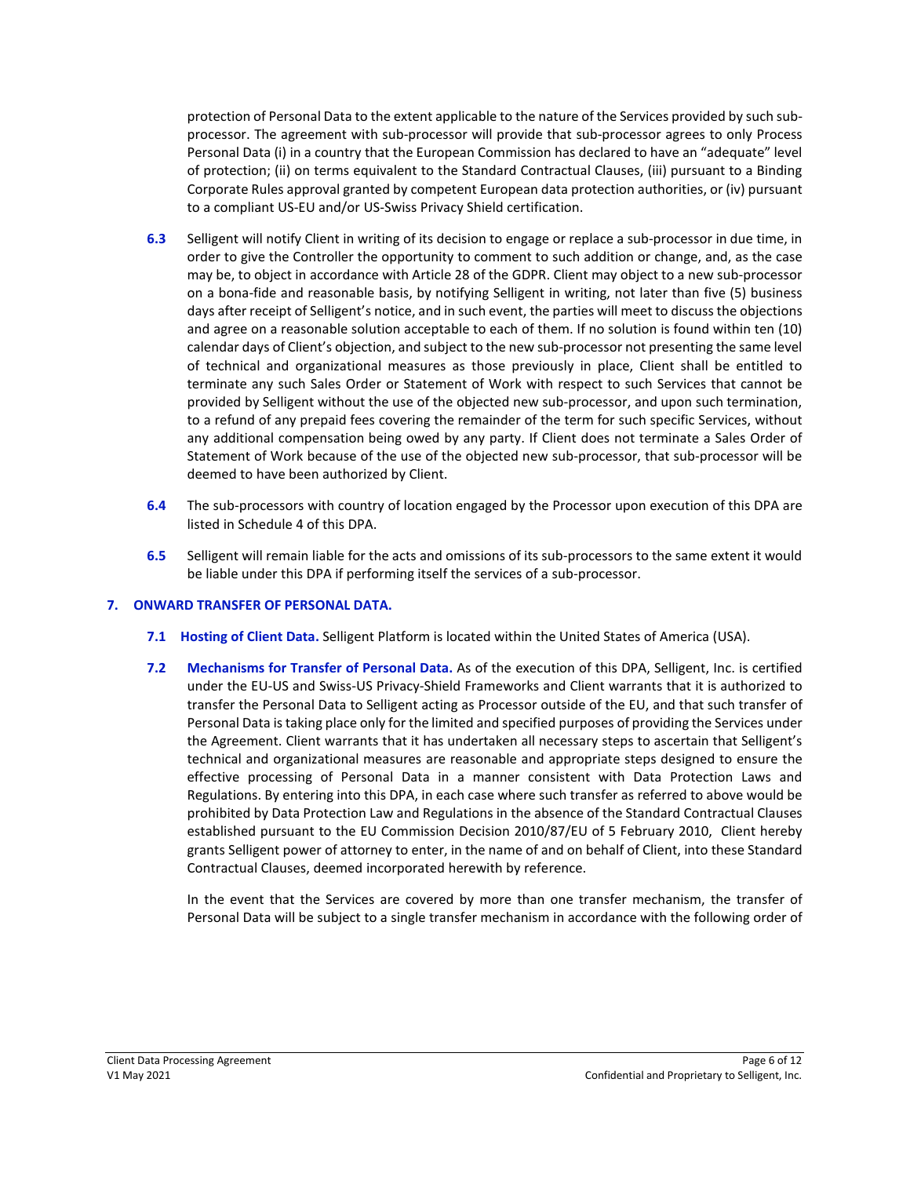protection of Personal Data to the extent applicable to the nature of the Services provided by such sub-processor. The agreement with sub-processor will provide that sub-processor agrees to only Process Personal Data (i) in a country that the European Commission has declared to have an "adequate" level of protection; (ii) on terms equivalent to the Standard Contractual Clauses, (iii) pursuant to a Binding Corporate Rules approval granted by competent European data protection authorities, or (iv) pursuant to a compliant US-EU and/or US-Swiss Privacy Shield certification.

**6.3** Selligent will notify Client in writing of its decision to engage or replace a sub-processor in due time, in order to give the Controller the opportunity to comment to such addition or change, and, as the case may be, to object in accordance with Article 28 of the GDPR. Client may object to a new sub-processor on a bona-fide and reasonable basis, by notifying Selligent in writing, not later than five (5) business days after receipt of Selligent's notice, and in such event, the parties will meet to discuss the objections and agree on a reasonable solution acceptable to each of them. If no solution is found within ten (10) calendar days of Client's objection, and subject to the new sub-processor not presenting the same level of technical and organizational measures as those previously in place, Client shall be entitled to terminate any such Sales Order or Statement of Work with respect to such Services that cannot be provided by Selligent without the use of the objected new sub-processor, and upon such termination, to a refund of any prepaid fees covering the remainder of the term for such specific Services, without any additional compensation being owed by any party. If Client does not terminate a Sales Order of Statement of Work because of the use of the objected new sub-processor, that sub-processor will be deemed to have been authorized by Client.

**6.4** The sub-processors with country of location engaged by the Processor upon execution of this DPA are listed in Schedule 4 of this DPA.

**6.5** Selligent will remain liable for the acts and omissions of its sub-processors to the same extent it would be liable under this DPA if performing itself the services of a sub-processor.

## 7. ONWARD TRANSFER OF PERSONAL DATA.

**7.1 Hosting of Client Data.** Selligent Platform is located within the United States of America (USA).

**7.2 Mechanisms for Transfer of Personal Data.** As of the execution of this DPA, Selligent, Inc. is certified under the EU-US and Swiss-US Privacy-Shield Frameworks and Client warrants that it is authorized to transfer the Personal Data to Selligent acting as Processor outside of the EU, and that such transfer of Personal Data is taking place only for the limited and specified purposes of providing the Services under the Agreement. Client warrants that it has undertaken all necessary steps to ascertain that Selligent's technical and organizational measures are reasonable and appropriate steps designed to ensure the effective processing of Personal Data in a manner consistent with Data Protection Laws and Regulations. By entering into this DPA, in each case where such transfer as referred to above would be prohibited by Data Protection Law and Regulations in the absence of the Standard Contractual Clauses established pursuant to the EU Commission Decision 2010/87/EU of 5 February 2010, Client hereby grants Selligent power of attorney to enter, in the name of and on behalf of Client, into these Standard Contractual Clauses, deemed incorporated herewith by reference.

In the event that the Services are covered by more than one transfer mechanism, the transfer of Personal Data will be subject to a single transfer mechanism in accordance with the following order of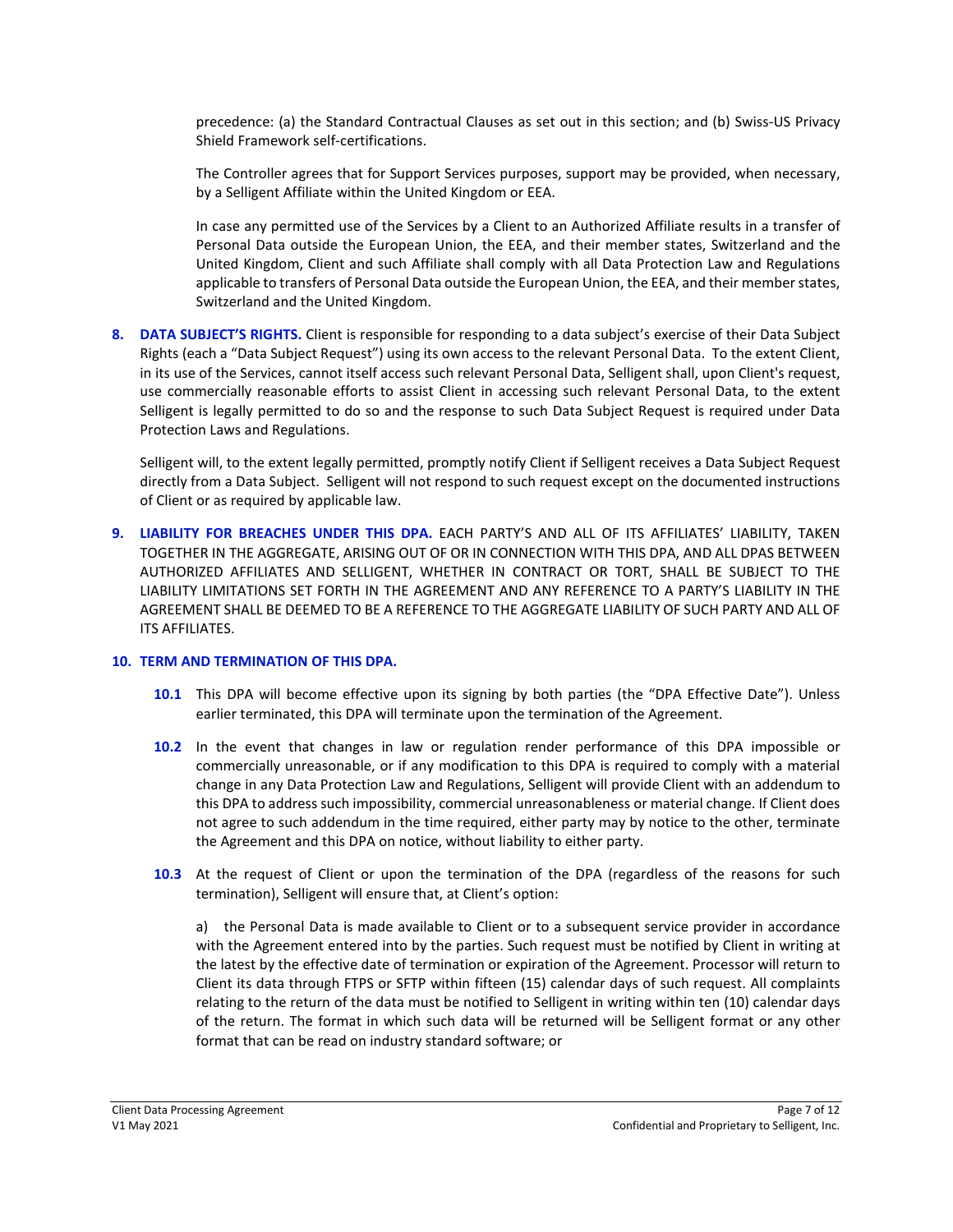precedence: (a) the Standard Contractual Clauses as set out in this section; and (b) Swiss-US Privacy Shield Framework self-certifications.

The Controller agrees that for Support Services purposes, support may be provided, when necessary, by a Selligent Affiliate within the United Kingdom or EEA.

In case any permitted use of the Services by a Client to an Authorized Affiliate results in a transfer of Personal Data outside the European Union, the EEA, and their member states, Switzerland and the United Kingdom, Client and such Affiliate shall comply with all Data Protection Law and Regulations applicable to transfers of Personal Data outside the European Union, the EEA, and their member states, Switzerland and the United Kingdom.

**8. DATA SUBJECT'S RIGHTS.** Client is responsible for responding to a data subject's exercise of their Data Subject Rights (each a "Data Subject Request") using its own access to the relevant Personal Data. To the extent Client, in its use of the Services, cannot itself access such relevant Personal Data, Selligent shall, upon Client's request, use commercially reasonable efforts to assist Client in accessing such relevant Personal Data, to the extent Selligent is legally permitted to do so and the response to such Data Subject Request is required under Data Protection Laws and Regulations.

Selligent will, to the extent legally permitted, promptly notify Client if Selligent receives a Data Subject Request directly from a Data Subject. Selligent will not respond to such request except on the documented instructions of Client or as required by applicable law.

**9. LIABILITY FOR BREACHES UNDER THIS DPA.** EACH PARTY'S AND ALL OF ITS AFFILIATES' LIABILITY, TAKEN TOGETHER IN THE AGGREGATE, ARISING OUT OF OR IN CONNECTION WITH THIS DPA, AND ALL DPAS BETWEEN AUTHORIZED AFFILIATES AND SELLIGENT, WHETHER IN CONTRACT OR TORT, SHALL BE SUBJECT TO THE LIABILITY LIMITATIONS SET FORTH IN THE AGREEMENT AND ANY REFERENCE TO A PARTY'S LIABILITY IN THE AGREEMENT SHALL BE DEEMED TO BE A REFERENCE TO THE AGGREGATE LIABILITY OF SUCH PARTY AND ALL OF ITS AFFILIATES.

**10. TERM AND TERMINATION OF THIS DPA.**

**10.1** This DPA will become effective upon its signing by both parties (the "DPA Effective Date"). Unless earlier terminated, this DPA will terminate upon the termination of the Agreement.

**10.2** In the event that changes in law or regulation render performance of this DPA impossible or commercially unreasonable, or if any modification to this DPA is required to comply with a material change in any Data Protection Law and Regulations, Selligent will provide Client with an addendum to this DPA to address such impossibility, commercial unreasonableness or material change. If Client does not agree to such addendum in the time required, either party may by notice to the other, terminate the Agreement and this DPA on notice, without liability to either party.

**10.3** At the request of Client or upon the termination of the DPA (regardless of the reasons for such termination), Selligent will ensure that, at Client's option:

a) the Personal Data is made available to Client or to a subsequent service provider in accordance with the Agreement entered into by the parties. Such request must be notified by Client in writing at the latest by the effective date of termination or expiration of the Agreement. Processor will return to Client its data through FTPS or SFTP within fifteen (15) calendar days of such request. All complaints relating to the return of the data must be notified to Selligent in writing within ten (10) calendar days of the return. The format in which such data will be returned will be Selligent format or any other format that can be read on industry standard software; or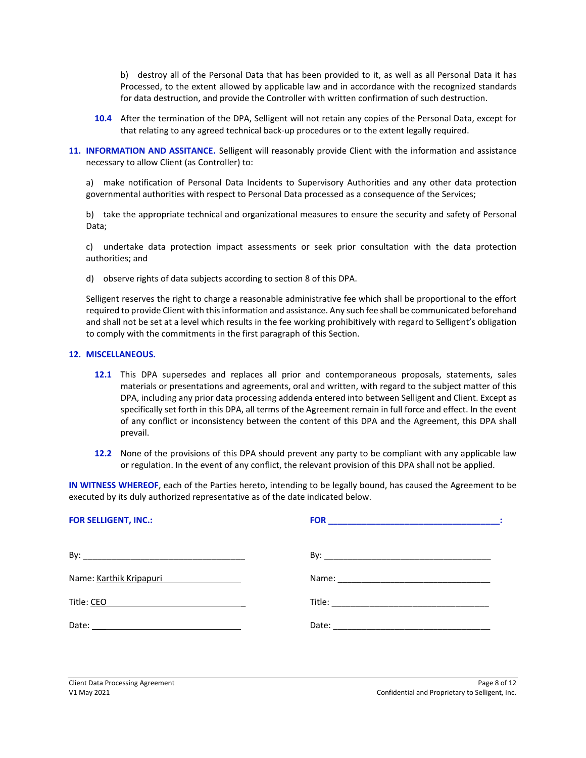b) destroy all of the Personal Data that has been provided to it, as well as all Personal Data it has Processed, to the extent allowed by applicable law and in accordance with the recognized standards for data destruction, and provide the Controller with written confirmation of such destruction.

**10.4** After the termination of the DPA, Selligent will not retain any copies of the Personal Data, except for that relating to any agreed technical back-up procedures or to the extent legally required.

**11. INFORMATION AND ASSITANCE.** Selligent will reasonably provide Client with the information and assistance necessary to allow Client (as Controller) to:

a) make notification of Personal Data Incidents to Supervisory Authorities and any other data protection governmental authorities with respect to Personal Data processed as a consequence of the Services;

b) take the appropriate technical and organizational measures to ensure the security and safety of Personal Data;

c) undertake data protection impact assessments or seek prior consultation with the data protection authorities; and

d) observe rights of data subjects according to section 8 of this DPA.

Selligent reserves the right to charge a reasonable administrative fee which shall be proportional to the effort required to provide Client with this information and assistance. Any such fee shall be communicated beforehand and shall not be set at a level which results in the fee working prohibitively with regard to Selligent's obligation to comply with the commitments in the first paragraph of this Section.

**12. MISCELLANEOUS.**

**12.1** This DPA supersedes and replaces all prior and contemporaneous proposals, statements, sales materials or presentations and agreements, oral and written, with regard to the subject matter of this DPA, including any prior data processing addenda entered into between Selligent and Client. Except as specifically set forth in this DPA, all terms of the Agreement remain in full force and effect. In the event of any conflict or inconsistency between the content of this DPA and the Agreement, this DPA shall prevail.

**12.2** None of the provisions of this DPA should prevent any party to be compliant with any applicable law or regulation. In the event of any conflict, the relevant provision of this DPA shall not be applied.

**IN WITNESS WHEREOF**, each of the Parties hereto, intending to be legally bound, has caused the Agreement to be executed by its duly authorized representative as of the date indicated below.

| **FOR SELLIGENT, INC.:** | **FOR \_\_\_\_\_\_\_\_\_\_\_\_\_\_\_\_\_\_\_\_\_\_\_\_\_\_\_\_\_\_\_\_\_\_\_\_:** |
|---|---|
| By: \_\_\_\_\_\_\_\_\_\_\_\_\_\_\_\_\_\_\_\_\_\_\_\_\_\_\_\_\_\_\_\_ | By: \_\_\_\_\_\_\_\_\_\_\_\_\_\_\_\_\_\_\_\_\_\_\_\_\_\_\_\_\_\_\_\_ |
| Name: Karthik Kripapuri | Name: \_\_\_\_\_\_\_\_\_\_\_\_\_\_\_\_\_\_\_\_\_\_\_\_\_\_\_\_\_\_ |
| Title: CEO | Title: \_\_\_\_\_\_\_\_\_\_\_\_\_\_\_\_\_\_\_\_\_\_\_\_\_\_\_\_\_\_\_ |
| Date: \_\_\_\_\_\_\_\_\_\_\_\_\_\_\_\_\_\_\_\_\_\_\_\_\_\_\_\_\_\_ | Date: \_\_\_\_\_\_\_\_\_\_\_\_\_\_\_\_\_\_\_\_\_\_\_\_\_\_\_\_\_\_\_ |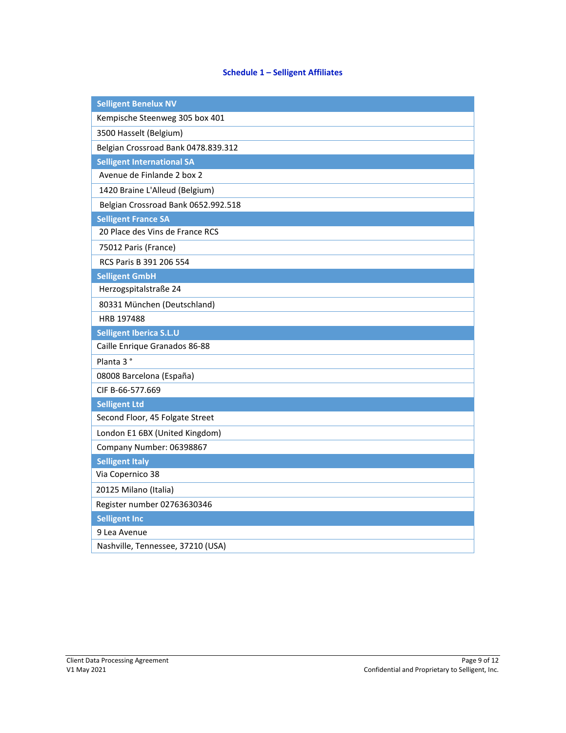### Schedule 1 – Selligent Affiliates

| Selligent Benelux NV |
|---|
| Kempische Steenweg 305 box 401 |
| 3500 Hasselt (Belgium) |
| Belgian Crossroad Bank 0478.839.312 |
| **Selligent International SA** |
| Avenue de Finlande 2 box 2 |
| 1420 Braine L'Alleud (Belgium) |
| Belgian Crossroad Bank 0652.992.518 |
| **Selligent France SA** |
| 20 Place des Vins de France RCS |
| 75012 Paris (France) |
| RCS Paris B 391 206 554 |
| **Selligent GmbH** |
| Herzogspitalstraße 24 |
| 80331 München (Deutschland) |
| HRB 197488 |
| **Selligent Iberica S.L.U** |
| Caille Enrique Granados 86-88 |
| Planta 3 ° |
| 08008 Barcelona (España) |
| CIF B-66-577.669 |
| **Selligent Ltd** |
| Second Floor, 45 Folgate Street |
| London E1 6BX (United Kingdom) |
| Company Number: 06398867 |
| **Selligent Italy** |
| Via Copernico 38 |
| 20125 Milano (Italia) |
| Register number 02763630346 |
| **Selligent Inc** |
| 9 Lea Avenue |
| Nashville, Tennessee, 37210 (USA) |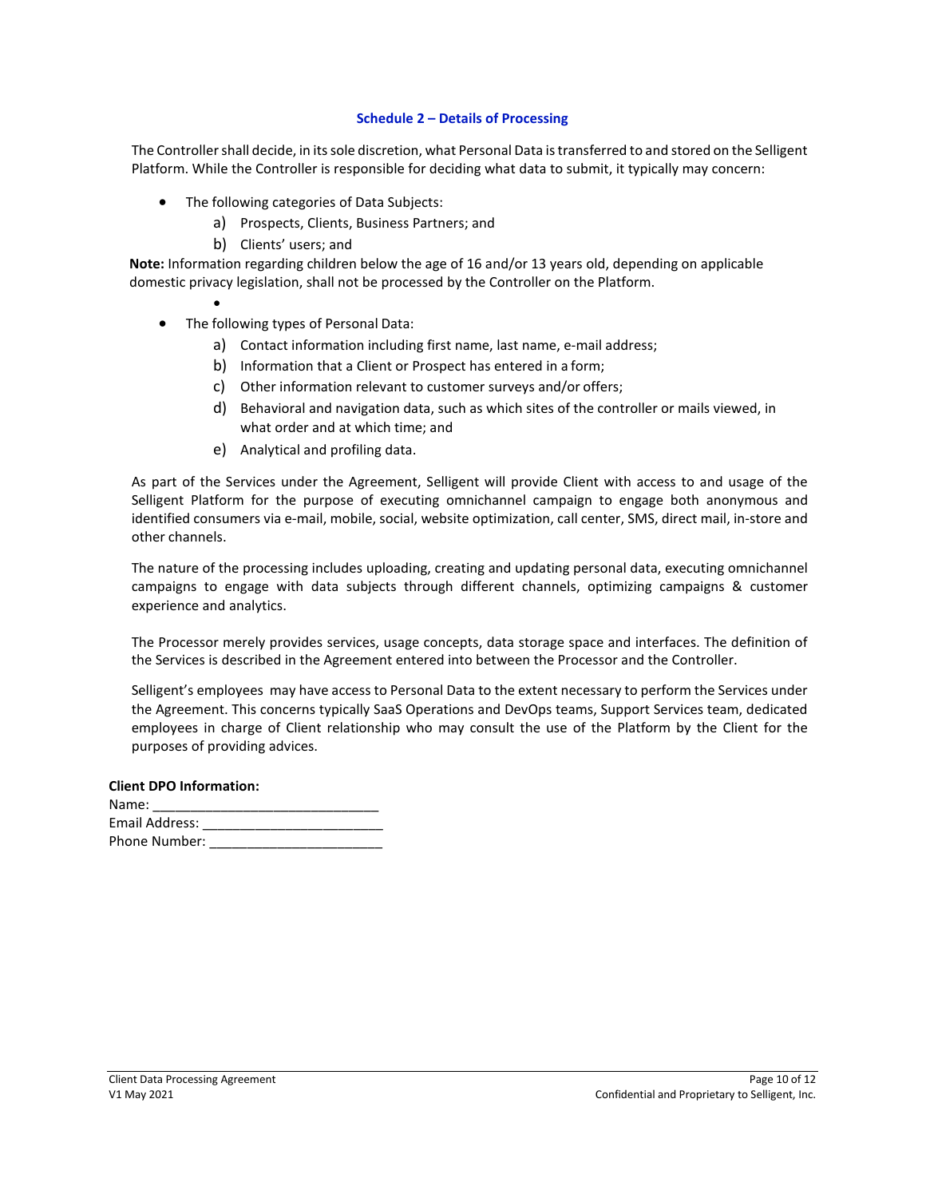## Schedule 2 – Details of Processing

The Controller shall decide, in its sole discretion, what Personal Data is transferred to and stored on the Selligent Platform. While the Controller is responsible for deciding what data to submit, it typically may concern:

- The following categories of Data Subjects:
  - a) Prospects, Clients, Business Partners; and
  - b) Clients' users; and

**Note:** Information regarding children below the age of 16 and/or 13 years old, depending on applicable domestic privacy legislation, shall not be processed by the Controller on the Platform.

- The following types of Personal Data:
  - a) Contact information including first name, last name, e-mail address;
  - b) Information that a Client or Prospect has entered in a form;
  - c) Other information relevant to customer surveys and/or offers;
  - d) Behavioral and navigation data, such as which sites of the controller or mails viewed, in what order and at which time; and
  - e) Analytical and profiling data.

As part of the Services under the Agreement, Selligent will provide Client with access to and usage of the Selligent Platform for the purpose of executing omnichannel campaign to engage both anonymous and identified consumers via e-mail, mobile, social, website optimization, call center, SMS, direct mail, in-store and other channels.

The nature of the processing includes uploading, creating and updating personal data, executing omnichannel campaigns to engage with data subjects through different channels, optimizing campaigns & customer experience and analytics.

The Processor merely provides services, usage concepts, data storage space and interfaces. The definition of the Services is described in the Agreement entered into between the Processor and the Controller.

Selligent's employees may have access to Personal Data to the extent necessary to perform the Services under the Agreement. This concerns typically SaaS Operations and DevOps teams, Support Services team, dedicated employees in charge of Client relationship who may consult the use of the Platform by the Client for the purposes of providing advices.

**Client DPO Information:**

Name: ______________________________

Email Address: ________________________

Phone Number: _______________________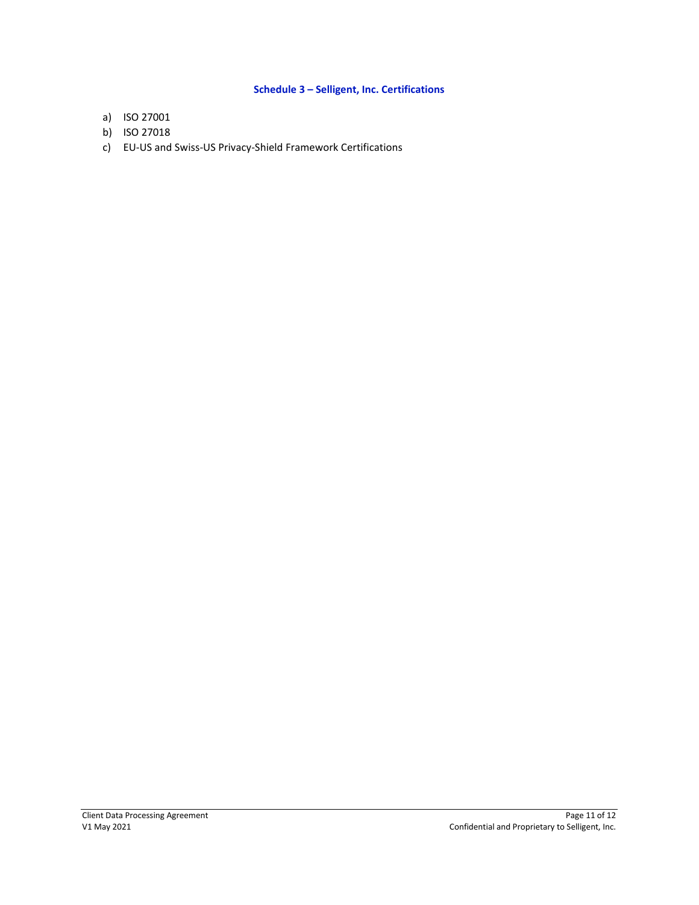## Schedule 3 – Selligent, Inc. Certifications

a) ISO 27001
b) ISO 27018
c) EU-US and Swiss-US Privacy-Shield Framework Certifications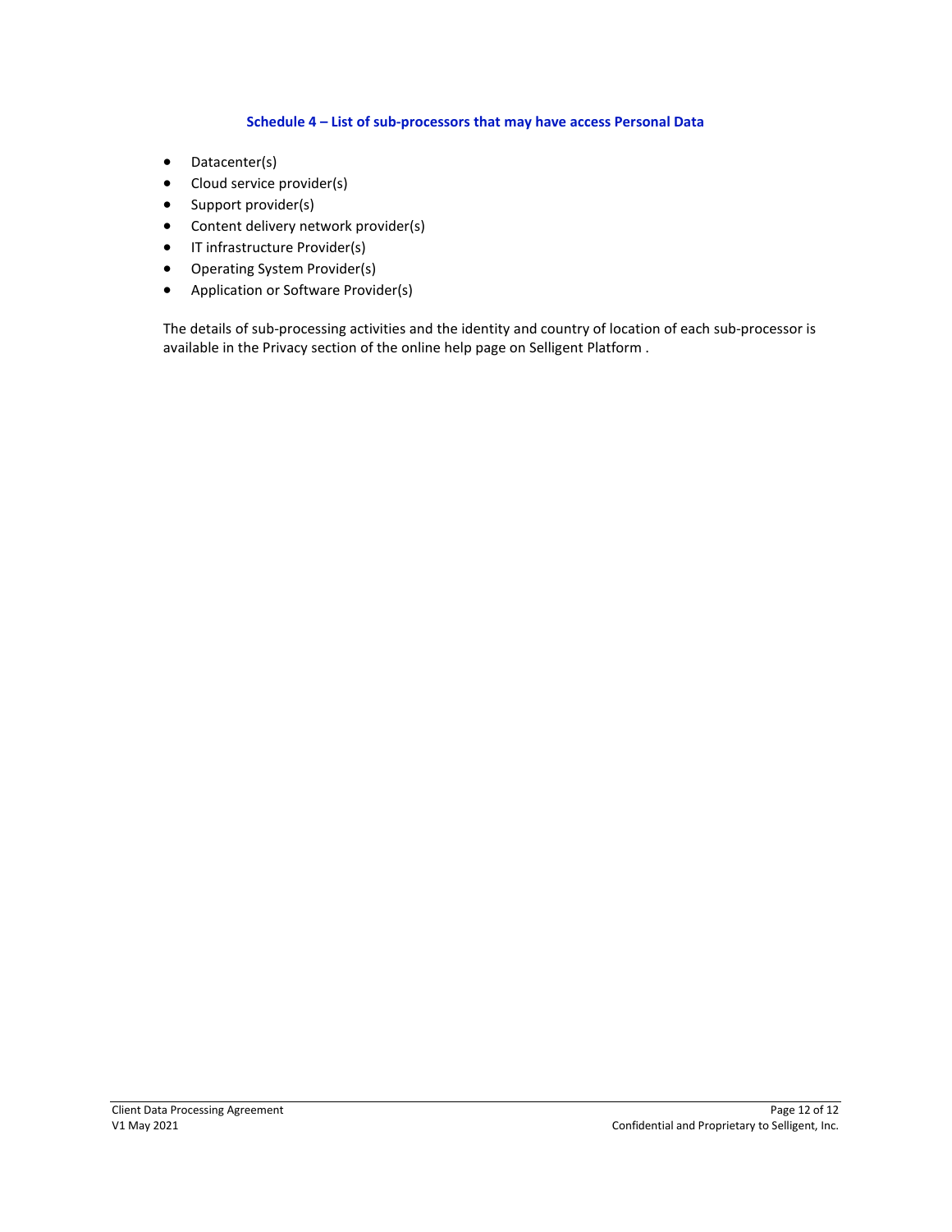## Schedule 4 – List of sub-processors that may have access Personal Data

- Datacenter(s)
- Cloud service provider(s)
- Support provider(s)
- Content delivery network provider(s)
- IT infrastructure Provider(s)
- Operating System Provider(s)
- Application or Software Provider(s)

The details of sub-processing activities and the identity and country of location of each sub-processor is available in the Privacy section of the online help page on Selligent Platform .